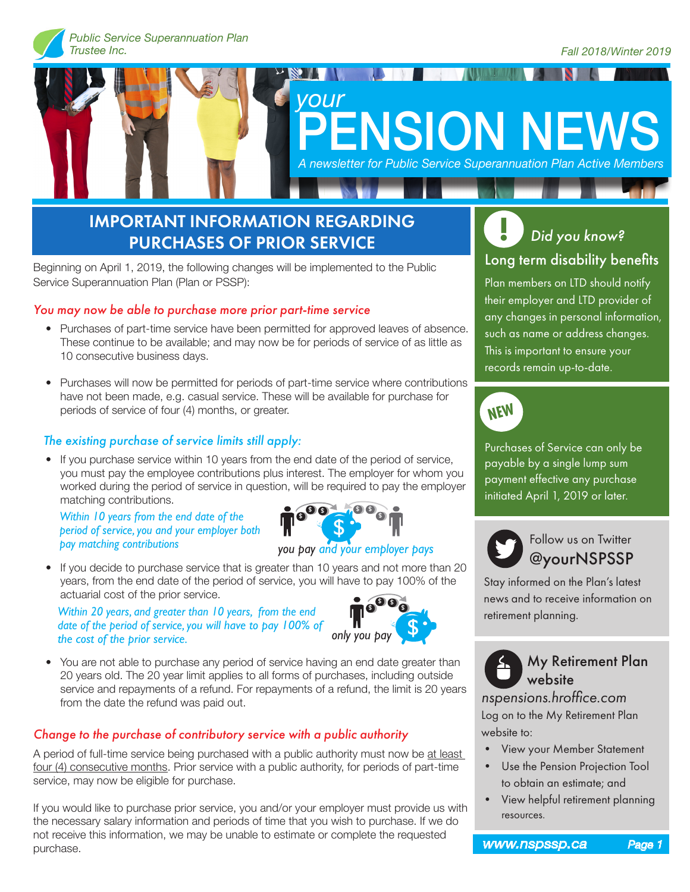Public Service Superannuation Plan Trustee Inc.

Fall 2018/Winter 2019

# your PENSION NEWS

*A newsletter for Public Service Superannuation Plan Active Members*

## IMPORTANT INFORMATION REGARDING PURCHASES OF PRIOR SERVICE

Beginning on April 1, 2019, the following changes will be implemented to the Public Service Superannuation Plan (Plan or PSSP):

### *You may now be able to purchase more prior part-time service*

- Purchases of part-time service have been permitted for approved leaves of absence. These continue to be available; and may now be for periods of service of as little as 10 consecutive business days.
- Purchases will now be permitted for periods of part-time service where contributions have not been made, e.g. casual service. These will be available for purchase for periods of service of four (4) months, or greater.

### *The existing purchase of service limits still apply:*

- If you purchase service within 10 years from the end date of the period of service, you must pay the employee contributions plus interest. The employer for whom you worked during the period of service in question, will be required to pay the employer matching contributions.

  *Within 10 years from the end date of the period of service, you and your employer both pay matching contributions*

  *you pay and your employer pays*

- If you decide to purchase service that is greater than 10 years and not more than 20 years, from the end date of the period of service, you will have to pay 100% of the actuarial cost of the prior service.

  *Within 20 years, and greater than 10 years, from the end date of the period of service, you will have to pay 100% of the cost of the prior service.*

  *only you pay*

- You are not able to purchase any period of service having an end date greater than 20 years old. The 20 year limit applies to all forms of purchases, including outside service and repayments of a refund. For repayments of a refund, the limit is 20 years from the date the refund was paid out.

### *Change to the purchase of contributory service with a public authority*

A period of full-time service being purchased with a public authority must now be at least four (4) consecutive months. Prior service with a public authority, for periods of part-time service, may now be eligible for purchase.

If you would like to purchase prior service, you and/or your employer must provide us with the necessary salary information and periods of time that you wish to purchase. If we do not receive this information, we may be unable to estimate or complete the requested purchase.

---

### *Did you know?*

### Long term disability benefits

Plan members on LTD should notify their employer and LTD provider of any changes in personal information, such as name or address changes. This is important to ensure your records remain up-to-date.

### NEW

Purchases of Service can only be payable by a single lump sum payment effective any purchase initiated April 1, 2019 or later.

### Follow us on Twitter @yourNSPSSP

Stay informed on the Plan's latest news and to receive information on retirement planning.

### My Retirement Plan website

*nspensions.hroffice.com*

Log on to the My Retirement Plan website to:

- View your Member Statement
- Use the Pension Projection Tool to obtain an estimate; and
- View helpful retirement planning resources.

www.nspssp.ca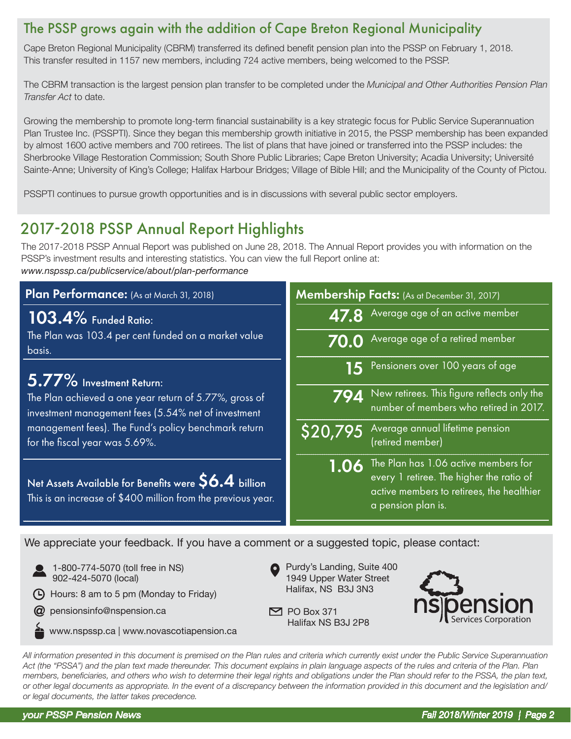## The PSSP grows again with the addition of Cape Breton Regional Municipality

Cape Breton Regional Municipality (CBRM) transferred its defined benefit pension plan into the PSSP on February 1, 2018. This transfer resulted in 1157 new members, including 724 active members, being welcomed to the PSSP.

The CBRM transaction is the largest pension plan transfer to be completed under the *Municipal and Other Authorities Pension Plan Transfer Act* to date.

Growing the membership to promote long-term financial sustainability is a key strategic focus for Public Service Superannuation Plan Trustee Inc. (PSSPTI). Since they began this membership growth initiative in 2015, the PSSP membership has been expanded by almost 1600 active members and 700 retirees. The list of plans that have joined or transferred into the PSSP includes: the Sherbrooke Village Restoration Commission; South Shore Public Libraries; Cape Breton University; Acadia University; Université Sainte-Anne; University of King's College; Halifax Harbour Bridges; Village of Bible Hill; and the Municipality of the County of Pictou.

PSSPTI continues to pursue growth opportunities and is in discussions with several public sector employers.

## 2017-2018 PSSP Annual Report Highlights

The 2017-2018 PSSP Annual Report was published on June 28, 2018. The Annual Report provides you with information on the PSSP's investment results and interesting statistics. You can view the full Report online at:
*www.nspssp.ca/publicservice/about/plan-performance*

### Plan Performance: (As at March 31, 2018)

**103.4%** Funded Ratio:
The Plan was 103.4 per cent funded on a market value basis.

**5.77%** Investment Return:
The Plan achieved a one year return of 5.77%, gross of investment management fees (5.54% net of investment management fees). The Fund's policy benchmark return for the fiscal year was 5.69%.

Net Assets Available for Benefits were **$6.4** billion
This is an increase of $400 million from the previous year.

### Membership Facts: (As at December 31, 2017)

| | |
|---|---|
| **47.8** | Average age of an active member |
| **70.0** | Average age of a retired member |
| **15** | Pensioners over 100 years of age |
| **794** | New retirees. This figure reflects only the number of members who retired in 2017. |
| **$20,795** | Average annual lifetime pension (retired member) |
| **1.06** | The Plan has 1.06 active members for every 1 retiree. The higher the ratio of active members to retirees, the healthier a pension plan is. |

We appreciate your feedback. If you have a comment or a suggested topic, please contact:

- 1-800-774-5070 (toll free in NS)
  902-424-5070 (local)
- Hours: 8 am to 5 pm (Monday to Friday)
- pensionsinfo@nspension.ca
- www.nspssp.ca | www.novascotiapension.ca

Purdy's Landing, Suite 400
1949 Upper Water Street
Halifax, NS B3J 3N3

PO Box 371
Halifax NS B3J 2P8

nspension Services Corporation

*All information presented in this document is premised on the Plan rules and criteria which currently exist under the Public Service Superannuation Act (the "PSSA") and the plan text made thereunder. This document explains in plain language aspects of the rules and criteria of the Plan. Plan members, beneficiaries, and others who wish to determine their legal rights and obligations under the Plan should refer to the PSSA, the plan text, or other legal documents as appropriate. In the event of a discrepancy between the information provided in this document and the legislation and/or legal documents, the latter takes precedence.*